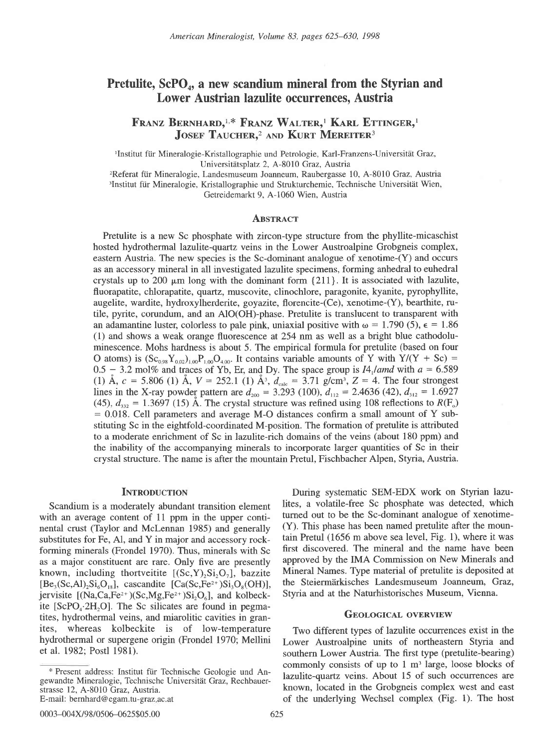# Pretulite, $ScPO_4$, a new scandium mineral from the Styrian and Lower Austrian lazulite occurrences, Austria

**Franz Bernhard,**[1,*] **Franz Walter,**[1] **Karl Ettinger,**[1] **Josef Taucher,**[2] **and Kurt Mereiter**[3]

[1]Institut für Mineralogie-Kristallographie und Petrologie, Karl-Franzens-Universität Graz, Universitätsplatz 2, A-8010 Graz, Austria

[2]Referat für Mineralogie, Landesmuseum Joanneum, Raubergasse 10, A-8010 Graz, Austria

[3]Institut für Mineralogie, Kristallographie und Strukturchemie, Technische Universität Wien, Getreidemarkt 9, A-1060 Wien, Austria

## Abstract

Pretulite is a new Sc phosphate with zircon-type structure from the phyllite-micaschist hosted hydrothermal lazulite-quartz veins in the Lower Austroalpine Grobgneis complex, eastern Austria. The new species is the Sc-dominant analogue of xenotime-(Y) and occurs as an accessory mineral in all investigated lazulite specimens, forming anhedral to euhedral crystals up to 200 μm long with the dominant form {211}. It is associated with lazulite, fluorapatite, chlorapatite, quartz, muscovite, clinochlore, paragonite, kyanite, pyrophyllite, augelite, wardite, hydroxylherderite, goyazite, florencite-(Ce), xenotime-(Y), bearthite, rutile, pyrite, corundum, and an AlO(OH)-phase. Pretulite is translucent to transparent with an adamantine luster, colorless to pale pink, uniaxial positive with $\omega = 1.790$ (5), $\epsilon = 1.86$ (1) and shows a weak orange fluorescence at 254 nm as well as a bright blue cathodoluminescence. Mohs hardness is about 5. The empirical formula for pretulite (based on four O atoms) is $(Sc_{0.98}Y_{0.02})_{1.00}P_{1.00}O_{4.00}$. It contains variable amounts of Y with Y/(Y + Sc) = 0.5 − 3.2 mol% and traces of Yb, Er, and Dy. The space group is $I4_1/amd$ with $a = 6.589$ (1) Å, $c = 5.806$ (1) Å, $V = 252.1$ (1) Å$^3$, $d_{calc} = 3.71$ g/cm$^3$, $Z = 4$. The four strongest lines in the X-ray powder pattern are $d_{200} = 3.293$ (100), $d_{112} = 2.4636$ (42), $d_{312} = 1.6927$ (45), $d_{332} = 1.3697$ (15) Å. The crystal structure was refined using 108 reflections to $R(F_o) = 0.018$. Cell parameters and average M-O distances confirm a small amount of Y substituting Sc in the eightfold-coordinated M-position. The formation of pretulite is attributed to a moderate enrichment of Sc in lazulite-rich domains of the veins (about 180 ppm) and the inability of the accompanying minerals to incorporate larger quantities of Sc in their crystal structure. The name is after the mountain Pretul, Fischbacher Alpen, Styria, Austria.

## Introduction

Scandium is a moderately abundant transition element with an average content of 11 ppm in the upper continental crust (Taylor and McLennan 1985) and generally substitutes for Fe, Al, and Y in major and accessory rock-forming minerals (Frondel 1970). Thus, minerals with Sc as a major constituent are rare. Only five are presently known, including thortveitite [$(Sc,Y)_2Si_2O_7$], bazzite [$Be_3(Sc,Al)_2Si_6O_{18}$], cascandite [$Ca(Sc,Fe^{2+})Si_3O_8(OH)$], jervisite [$(Na,Ca,Fe^{2+})(Sc,Mg,Fe^{2+})Si_2O_6$], and kolbeckite [$ScPO_4 \cdot 2H_2O$]. The Sc silicates are found in pegmatites, hydrothermal veins, and miarolitic cavities in granites, whereas kolbeckite is of low-temperature hydrothermal or supergene origin (Frondel 1970; Mellini et al. 1982; Postl 1981).

During systematic SEM-EDX work on Styrian lazulites, a volatile-free Sc phosphate was detected, which turned out to be the Sc-dominant analogue of xenotime-(Y). This phase has been named pretulite after the mountain Pretul (1656 m above sea level, Fig. 1), where it was first discovered. The mineral and the name have been approved by the IMA Commission on New Minerals and Mineral Names. Type material of pretulite is deposited at the Steiermärkisches Landesmuseum Joanneum, Graz, Styria and at the Naturhistorisches Museum, Vienna.

## Geological overview

Two different types of lazulite occurrences exist in the Lower Austroalpine units of northeastern Styria and southern Lower Austria. The first type (pretulite-bearing) commonly consists of up to 1 m$^3$ large, loose blocks of lazulite-quartz veins. About 15 of such occurrences are known, located in the Grobgneis complex west and east of the underlying Wechsel complex (Fig. 1). The host

---

* Present address: Institut für Technische Geologie und Angewandte Mineralogie, Technische Universität Graz, Rechbauerstrasse 12, A-8010 Graz, Austria.
E-mail: bernhard@egam.tu-graz.ac.at

0003-004X/98/0506-0625$05.00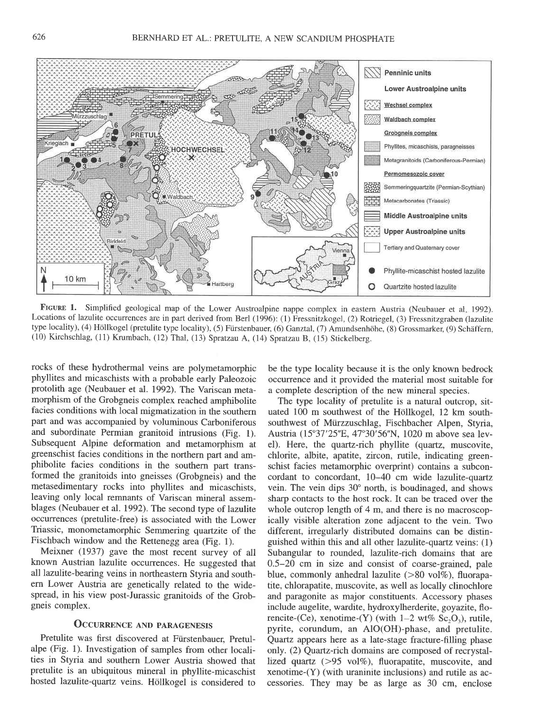FIGURE 1. Simplified geological map of the Lower Austroalpine nappe complex in eastern Austria (Neubauer et al. 1992). Locations of lazulite occurrences are in part derived from Berl (1996): (1) Fressnitzkogel, (2) Rotriegel, (3) Fressnitzgraben (lazulite type locality), (4) Höllkogel (pretulite type locality), (5) Fürstenbauer, (6) Ganztal, (7) Amundsenhöhe, (8) Grossmarker, (9) Schäffern, (10) Kirchschlag, (11) Krumbach, (12) Thal, (13) Spratzau A, (14) Spratzau B, (15) Stickelberg.

rocks of these hydrothermal veins are polymetamorphic phyllites and micaschists with a probable early Paleozoic protolith age (Neubauer et al. 1992). The Variscan metamorphism of the Grobgneis complex reached amphibolite facies conditions with local migmatization in the southern part and was accompanied by voluminous Carboniferous and subordinate Permian granitoid intrusions (Fig. 1). Subsequent Alpine deformation and metamorphism at greenschist facies conditions in the northern part and amphibolite facies conditions in the southern part transformed the granitoids into gneisses (Grobgneis) and the metasedimentary rocks into phyllites and micaschists, leaving only local remnants of Variscan mineral assemblages (Neubauer et al. 1992). The second type of lazulite occurrences (pretulite-free) is associated with the Lower Triassic, monometamorphic Semmering quartzite of the Fischbach window and the Rettenegg area (Fig. 1).

Meixner (1937) gave the most recent survey of all known Austrian lazulite occurrences. He suggested that all lazulite-bearing veins in northeastern Styria and southern Lower Austria are genetically related to the widespread, in his view post-Jurassic granitoids of the Grobgneis complex.

## OCCURRENCE AND PARAGENESIS

Pretulite was first discovered at Fürstenbauer, Pretulalpe (Fig. 1). Investigation of samples from other localities in Styria and southern Lower Austria showed that pretulite is an ubiquitous mineral in phyllite-micaschist hosted lazulite-quartz veins. Höllkogel is considered to be the type locality because it is the only known bedrock occurrence and it provided the material most suitable for a complete description of the new mineral species.

The type locality of pretulite is a natural outcrop, situated 100 m southwest of the Höllkogel, 12 km south-southwest of Mürzzuschlag, Fischbacher Alpen, Styria, Austria (15°37′25″E, 47°30′56″N, 1020 m above sea level). Here, the quartz-rich phyllite (quartz, muscovite, chlorite, albite, apatite, zircon, rutile, indicating greenschist facies metamorphic overprint) contains a subconcordant to concordant, 10–40 cm wide lazulite-quartz vein. The vein dips 30° north, is boudinaged, and shows sharp contacts to the host rock. It can be traced over the whole outcrop length of 4 m, and there is no macroscopically visible alteration zone adjacent to the vein. Two different, irregularly distributed domains can be distinguished within this and all other lazulite-quartz veins: (1) Subangular to rounded, lazulite-rich domains that are 0.5–20 cm in size and consist of coarse-grained, pale blue, commonly anhedral lazulite (>80 vol%), fluorapatite, chlorapatite, muscovite, as well as locally clinochlore and paragonite as major constituents. Accessory phases include augelite, wardite, hydroxylherderite, goyazite, florencite-(Ce), xenotime-(Y) (with 1–2 wt% $Sc_2O_3$), rutile, pyrite, corundum, an AlO(OH)-phase, and pretulite. Quartz appears here as a late-stage fracture-filling phase only. (2) Quartz-rich domains are composed of recrystallized quartz (>95 vol%), fluorapatite, muscovite, and xenotime-(Y) (with uraninite inclusions) and rutile as accessories. They may be as large as 30 cm, enclose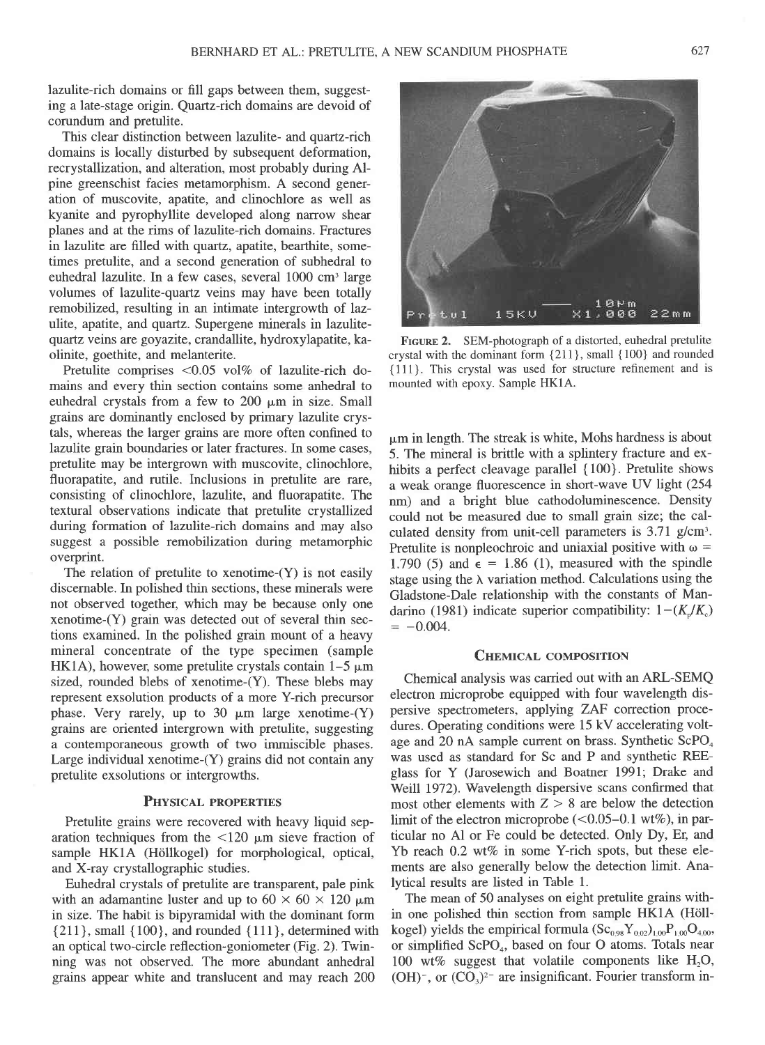lazulite-rich domains or fill gaps between them, suggesting a late-stage origin. Quartz-rich domains are devoid of corundum and pretulite.

This clear distinction between lazulite- and quartz-rich domains is locally disturbed by subsequent deformation, recrystallization, and alteration, most probably during Alpine greenschist facies metamorphism. A second generation of muscovite, apatite, and clinochlore as well as kyanite and pyrophyllite developed along narrow shear planes and at the rims of lazulite-rich domains. Fractures in lazulite are filled with quartz, apatite, bearthite, sometimes pretulite, and a second generation of subhedral to euhedral lazulite. In a few cases, several 1000 $cm^3$ large volumes of lazulite-quartz veins may have been totally remobilized, resulting in an intimate intergrowth of lazulite, apatite, and quartz. Supergene minerals in lazulite-quartz veins are goyazite, crandallite, hydroxylapatite, kaolinite, goethite, and melanterite.

Pretulite comprises <0.05 vol% of lazulite-rich domains and every thin section contains some anhedral to euhedral crystals from a few to 200 μm in size. Small grains are dominantly enclosed by primary lazulite crystals, whereas the larger grains are more often confined to lazulite grain boundaries or later fractures. In some cases, pretulite may be intergrown with muscovite, clinochlore, fluorapatite, and rutile. Inclusions in pretulite are rare, consisting of clinochlore, lazulite, and fluorapatite. The textural observations indicate that pretulite crystallized during formation of lazulite-rich domains and may also suggest a possible remobilization during metamorphic overprint.

The relation of pretulite to xenotime-(Y) is not easily discernable. In polished thin sections, these minerals were not observed together, which may be because only one xenotime-(Y) grain was detected out of several thin sections examined. In the polished grain mount of a heavy mineral concentrate of the type specimen (sample HK1A), however, some pretulite crystals contain 1–5 μm sized, rounded blebs of xenotime-(Y). These blebs may represent exsolution products of a more Y-rich precursor phase. Very rarely, up to 30 μm large xenotime-(Y) grains are oriented intergrown with pretulite, suggesting a contemporaneous growth of two immiscible phases. Large individual xenotime-(Y) grains did not contain any pretulite exsolutions or intergrowths.

## Physical properties

Pretulite grains were recovered with heavy liquid separation techniques from the <120 μm sieve fraction of sample HK1A (Höllkogel) for morphological, optical, and X-ray crystallographic studies.

Euhedral crystals of pretulite are transparent, pale pink with an adamantine luster and up to 60 × 60 × 120 μm in size. The habit is bipyramidal with the dominant form {211}, small {100}, and rounded {111}, determined with an optical two-circle reflection-goniometer (Fig. 2). Twinning was not observed. The more abundant anhedral grains appear white and translucent and may reach 200

**Figure 2.** SEM-photograph of a distorted, euhedral pretulite crystal with the dominant form {211}, small {100} and rounded {111}. This crystal was used for structure refinement and is mounted with epoxy. Sample HK1A.

μm in length. The streak is white, Mohs hardness is about 5. The mineral is brittle with a splintery fracture and exhibits a perfect cleavage parallel {100}. Pretulite shows a weak orange fluorescence in short-wave UV light (254 nm) and a bright blue cathodoluminescence. Density could not be measured due to small grain size; the calculated density from unit-cell parameters is 3.71 $g/cm^3$. Pretulite is nonpleochroic and uniaxial positive with $\omega$ = 1.790 (5) and $\epsilon$ = 1.86 (1), measured with the spindle stage using the $\lambda$ variation method. Calculations using the Gladstone-Dale relationship with the constants of Mandarino (1981) indicate superior compatibility: $1-(K_p/K_c) = -0.004$.

## Chemical composition

Chemical analysis was carried out with an ARL-SEMQ electron microprobe equipped with four wavelength dispersive spectrometers, applying ZAF correction procedures. Operating conditions were 15 kV accelerating voltage and 20 nA sample current on brass. Synthetic $ScPO_4$ was used as standard for Sc and P and synthetic REE-glass for Y (Jarosewich and Boatner 1991; Drake and Weill 1972). Wavelength dispersive scans confirmed that most other elements with Z > 8 are below the detection limit of the electron microprobe (<0.05–0.1 wt%), in particular no Al or Fe could be detected. Only Dy, Er, and Yb reach 0.2 wt% in some Y-rich spots, but these elements are also generally below the detection limit. Analytical results are listed in Table 1.

The mean of 50 analyses on eight pretulite grains within one polished thin section from sample HK1A (Höllkogel) yields the empirical formula $(Sc_{0.98}Y_{0.02})_{1.00}P_{1.00}O_{4.00}$, or simplified $ScPO_4$, based on four O atoms. Totals near 100 wt% suggest that volatile components like $H_2O$, $(OH)^-$, or $(CO_3)^{2-}$ are insignificant. Fourier transform in-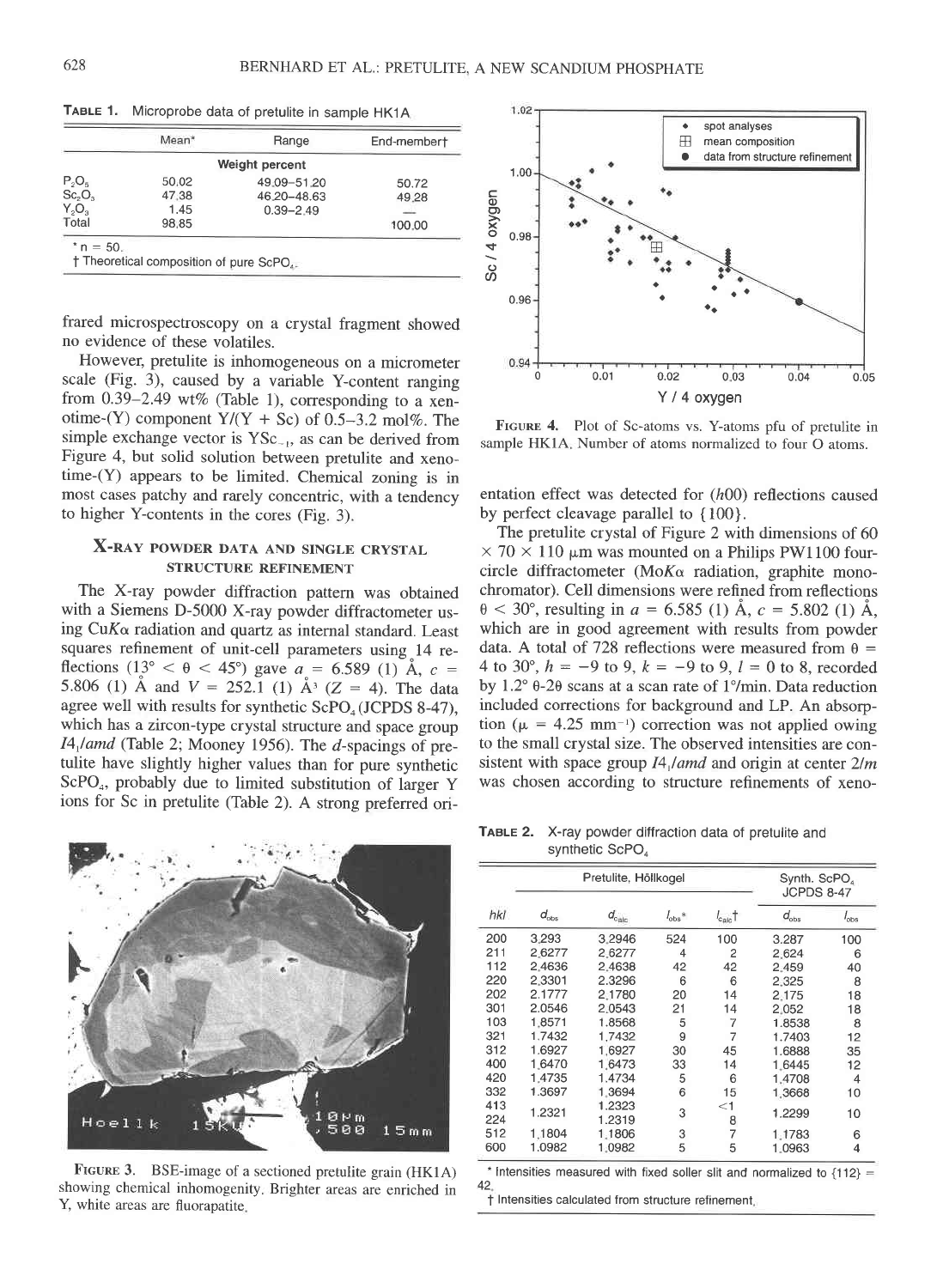**TABLE 1.** Microprobe data of pretulite in sample HK1A

| | Mean* | Range | End-member† |
|---|---|---|---|
| | Weight percent | | |
| $P_2O_5$ | 50.02 | 49.09–51.20 | 50.72 |
| $Sc_2O_3$ | 47.38 | 46.20–48.63 | 49.28 |
| $Y_2O_3$ | 1.45 | 0.39–2.49 | — |
| Total | 98.85 | | 100.00 |

\* n = 50.
† Theoretical composition of pure $ScPO_4$.

frared microspectroscopy on a crystal fragment showed no evidence of these volatiles.

However, pretulite is inhomogeneous on a micrometer scale (Fig. 3), caused by a variable Y-content ranging from 0.39–2.49 wt% (Table 1), corresponding to a xenotime-(Y) component Y/(Y + Sc) of 0.5–3.2 mol%. The simple exchange vector is $YSc_{-1}$, as can be derived from Figure 4, but solid solution between pretulite and xenotime-(Y) appears to be limited. Chemical zoning is in most cases patchy and rarely concentric, with a tendency to higher Y-contents in the cores (Fig. 3).

FIGURE 3. BSE-image of a sectioned pretulite grain (HK1A) showing chemical inhomogenity. Brighter areas are enriched in Y, white areas are fluorapatite.

FIGURE 4. Plot of Sc-atoms vs. Y-atoms pfu of pretulite in sample HK1A. Number of atoms normalized to four O atoms.

## X-RAY POWDER DATA AND SINGLE CRYSTAL STRUCTURE REFINEMENT

The X-ray powder diffraction pattern was obtained with a Siemens D-5000 X-ray powder diffractometer using Cu$K\alpha$ radiation and quartz as internal standard. Least squares refinement of unit-cell parameters using 14 reflections ($13° < \theta < 45°$) gave $a$ = 6.589 (1) Å, $c$ = 5.806 (1) Å and $V$ = 252.1 (1) Å$^3$ ($Z$ = 4). The data agree well with results for synthetic $ScPO_4$ (JCPDS 8-47), which has a zircon-type crystal structure and space group $I4_1/amd$ (Table 2; Mooney 1956). The $d$-spacings of pretulite have slightly higher values than for pure synthetic $ScPO_4$, probably due to limited substitution of larger Y ions for Sc in pretulite (Table 2). A strong preferred orientation effect was detected for ($h$00) reflections caused by perfect cleavage parallel to {100}.

The pretulite crystal of Figure 2 with dimensions of 60 × 70 × 110 μm was mounted on a Philips PW1100 four-circle diffractometer (Mo$K\alpha$ radiation, graphite monochromator). Cell dimensions were refined from reflections $\theta < 30°$, resulting in $a$ = 6.585 (1) Å, $c$ = 5.802 (1) Å, which are in good agreement with results from powder data. A total of 728 reflections were measured from $\theta$ = 4 to 30°, $h$ = −9 to 9, $k$ = −9 to 9, $l$ = 0 to 8, recorded by 1.2° $\theta$-2$\theta$ scans at a scan rate of 1°/min. Data reduction included corrections for background and LP. An absorption ($\mu$ = 4.25 mm$^{-1}$) correction was not applied owing to the small crystal size. The observed intensities are consistent with space group $I4_1/amd$ and origin at center $2/m$ was chosen according to structure refinements of xeno-

**TABLE 2.** X-ray powder diffraction data of pretulite and synthetic $ScPO_4$

| | Pretulite, Höllkogel | | | | Synth. $ScPO_4$ JCPDS 8-47 | |
|---|---|---|---|---|---|---|
| *hkl* | $d_{obs}$ | $d_{calc}$ | $I_{obs}$* | $I_{calc}$† | $d_{obs}$ | $I_{obs}$ |
| 200 | 3.293 | 3.2946 | 524 | 100 | 3.287 | 100 |
| 211 | 2.6277 | 2.6277 | 4 | 2 | 2.624 | 6 |
| 112 | 2.4636 | 2.4638 | 42 | 42 | 2.459 | 40 |
| 220 | 2.3301 | 2.3296 | 6 | 6 | 2.325 | 8 |
| 202 | 2.1777 | 2.1780 | 20 | 14 | 2.175 | 18 |
| 301 | 2.0546 | 2.0543 | 21 | 14 | 2.052 | 18 |
| 103 | 1.8571 | 1.8568 | 5 | 7 | 1.8538 | 8 |
| 321 | 1.7432 | 1.7432 | 9 | 7 | 1.7403 | 12 |
| 312 | 1.6927 | 1.6927 | 30 | 45 | 1.6888 | 35 |
| 400 | 1.6470 | 1.6473 | 33 | 14 | 1.6445 | 12 |
| 420 | 1.4735 | 1.4734 | 5 | 6 | 1.4708 | 4 |
| 332 | 1.3697 | 1.3694 | 6 | 15 | 1.3668 | 10 |
| 413 | 1.2321 | 1.2323 | 3 | <1 | 1.2299 | 10 |
| 224 | | 1.2319 | | 8 | | |
| 512 | 1.1804 | 1.1806 | 3 | 7 | 1.1783 | 6 |
| 600 | 1.0982 | 1.0982 | 5 | 5 | 1.0963 | 4 |

\* Intensities measured with fixed soller slit and normalized to {112} = 42.
† Intensities calculated from structure refinement.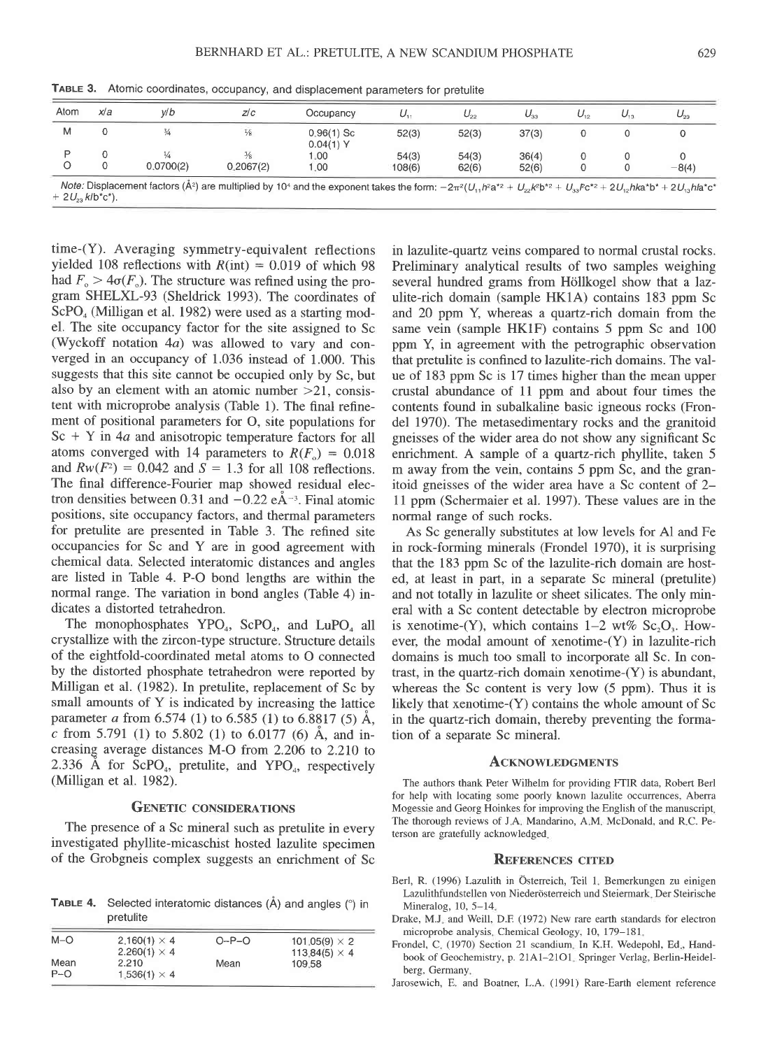**TABLE 3.** Atomic coordinates, occupancy, and displacement parameters for pretulite

| Atom | x/a | y/b | z/c | Occupancy | $U_{11}$ | $U_{22}$ | $U_{33}$ | $U_{12}$ | $U_{13}$ | $U_{23}$ |
|---|---|---|---|---|---|---|---|---|---|---|
| M | 0 | ¼ | ⅛ | 0.96(1) Sc<br>0.04(1) Y | 52(3) | 52(3) | 37(3) | 0 | 0 | 0 |
| P | 0 | ¼ | ⅜ | 1.00 | 54(3) | 54(3) | 36(4) | 0 | 0 | 0 |
| O | 0 | 0.0700(2) | 0.2067(2) | 1.00 | 108(6) | 62(6) | 52(6) | 0 | 0 | −8(4) |

*Note:* Displacement factors (Å²) are multiplied by $10^4$ and the exponent takes the form: $-2\pi^2(U_{11}h^2a^{*2} + U_{22}k^2b^{*2} + U_{33}l^2c^{*2} + 2U_{12}hka^*b^* + 2U_{13}hla^*c^* + 2U_{23}klb^*c^*)$.

time-(Y). Averaging symmetry-equivalent reflections yielded 108 reflections with $R$(int) = 0.019 of which 98 had $F_o > 4\sigma(F_o)$. The structure was refined using the program SHELXL-93 (Sheldrick 1993). The coordinates of $ScPO_4$ (Milligan et al. 1982) were used as a starting model. The site occupancy factor for the site assigned to Sc (Wyckoff notation 4*a*) was allowed to vary and converged in an occupancy of 1.036 instead of 1.000. This suggests that this site cannot be occupied only by Sc, but also by an element with an atomic number >21, consistent with microprobe analysis (Table 1). The final refinement of positional parameters for O, site populations for Sc + Y in 4*a* and anisotropic temperature factors for all atoms converged with 14 parameters to $R(F_o)$ = 0.018 and $Rw(F^2)$ = 0.042 and $S$ = 1.3 for all 108 reflections. The final difference-Fourier map showed residual electron densities between 0.31 and −0.22 eÅ$^{-3}$. Final atomic positions, site occupancy factors, and thermal parameters for pretulite are presented in Table 3. The refined site occupancies for Sc and Y are in good agreement with chemical data. Selected interatomic distances and angles are listed in Table 4. P-O bond lengths are within the normal range. The variation in bond angles (Table 4) indicates a distorted tetrahedron.

The monophosphates $YPO_4$, $ScPO_4$, and $LuPO_4$ all crystallize with the zircon-type structure. Structure details of the eightfold-coordinated metal atoms to O connected by the distorted phosphate tetrahedron were reported by Milligan et al. (1982). In pretulite, replacement of Sc by small amounts of Y is indicated by increasing the lattice parameter *a* from 6.574 (1) to 6.585 (1) to 6.8817 (5) Å, *c* from 5.791 (1) to 5.802 (1) to 6.0177 (6) Å, and increasing average distances M-O from 2.206 to 2.210 to 2.336 Å for $ScPO_4$, pretulite, and $YPO_4$, respectively (Milligan et al. 1982).

## GENETIC CONSIDERATIONS

The presence of a Sc mineral such as pretulite in every investigated phyllite-micaschist hosted lazulite specimen of the Grobgneis complex suggests an enrichment of Sc in lazulite-quartz veins compared to normal crustal rocks. Preliminary analytical results of two samples weighing several hundred grams from Höllkogel show that a lazulite-rich domain (sample HK1A) contains 183 ppm Sc and 20 ppm Y, whereas a quartz-rich domain from the same vein (sample HK1F) contains 5 ppm Sc and 100 ppm Y, in agreement with the petrographic observation that pretulite is confined to lazulite-rich domains. The value of 183 ppm Sc is 17 times higher than the mean upper crustal abundance of 11 ppm and about four times the contents found in subalkaline basic igneous rocks (Frondel 1970). The metasedimentary rocks and the granitoid gneisses of the wider area do not show any significant Sc enrichment. A sample of a quartz-rich phyllite, taken 5 m away from the vein, contains 5 ppm Sc, and the granitoid gneisses of the wider area have a Sc content of 2–11 ppm (Schermaier et al. 1997). These values are in the normal range of such rocks.

As Sc generally substitutes at low levels for Al and Fe in rock-forming minerals (Frondel 1970), it is surprising that the 183 ppm Sc of the lazulite-rich domain are hosted, at least in part, in a separate Sc mineral (pretulite) and not totally in lazulite or sheet silicates. The only mineral with a Sc content detectable by electron microprobe is xenotime-(Y), which contains 1–2 wt% $Sc_2O_3$. However, the modal amount of xenotime-(Y) in lazulite-rich domains is much too small to incorporate all Sc. In contrast, in the quartz-rich domain xenotime-(Y) is abundant, whereas the Sc content is very low (5 ppm). Thus it is likely that xenotime-(Y) contains the whole amount of Sc in the quartz-rich domain, thereby preventing the formation of a separate Sc mineral.

**TABLE 4.** Selected interatomic distances (Å) and angles (°) in pretulite

| | | | |
|---|---|---|---|
| M–O | 2.160(1) × 4 | O–P–O | 101.05(9) × 2 |
| | 2.260(1) × 4 | | 113.84(5) × 4 |
| Mean | 2.210 | Mean | 109.58 |
| P–O | 1.536(1) × 4 | | |

## ACKNOWLEDGMENTS

The authors thank Peter Wilhelm for providing FTIR data, Robert Berl for help with locating some poorly known lazulite occurrences, Aberra Mogessie and Georg Hoinkes for improving the English of the manuscript. The thorough reviews of J.A. Mandarino, A.M. McDonald, and R.C. Peterson are gratefully acknowledged.

## REFERENCES CITED

Berl, R. (1996) Lazulith in Österreich, Teil 1. Bemerkungen zu einigen Lazulithfundstellen von Niederösterreich und Steiermark. Der Steirische Mineralog, 10, 5–14.

Drake, M.J. and Weill, D.F. (1972) New rare earth standards for electron microprobe analysis. Chemical Geology, 10, 179–181.

Frondel, C. (1970) Section 21 scandium. In K.H. Wedepohl, Ed., Handbook of Geochemistry, p. 21A1–21O1. Springer Verlag, Berlin-Heidelberg, Germany.

Jarosewich, E. and Boatner, L.A. (1991) Rare-Earth element reference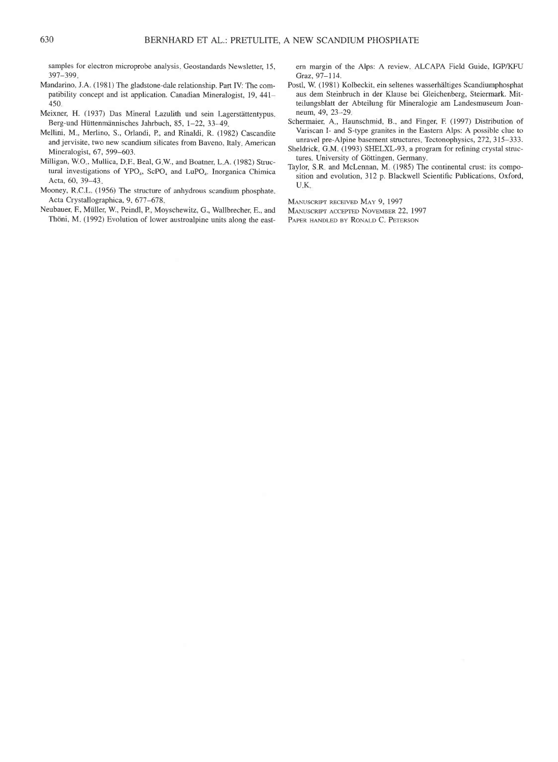samples for electron microprobe analysis. Geostandards Newsletter, 15, 397–399.

Mandarino, J.A. (1981) The gladstone-dale relationship. Part IV: The compatibility concept and ist application. Canadian Mineralogist, 19, 441–450.

Meixner, H. (1937) Das Mineral Lazulith und sein Lagerstättentypus. Berg-und Hüttenmännisches Jahrbuch, 85, 1–22, 33–49.

Mellini, M., Merlino, S., Orlandi, P., and Rinaldi, R. (1982) Cascandite and jervisite, two new scandium silicates from Baveno, Italy. American Mineralogist, 67, 599–603.

Milligan, W.O., Mullica, D.F., Beal, G.W., and Boatner, L.A. (1982) Structural investigations of $YPO_4$, $ScPO_4$ and $LuPO_4$. Inorganica Chimica Acta, 60, 39–43.

Mooney, R.C.L. (1956) The structure of anhydrous scandium phosphate. Acta Crystallographica, 9, 677–678.

Neubauer, F., Müller, W., Peindl, P., Moyschewitz, G., Wallbrecher, E., and Thöni, M. (1992) Evolution of lower austroalpine units along the eastern margin of the Alps: A review. ALCAPA Field Guide, IGP/KFU Graz, 97–114.

Postl, W. (1981) Kolbeckit, ein seltenes wasserhältiges Scandiumphosphat aus dem Steinbruch in der Klause bei Gleichenberg, Steiermark. Mitteilungsblatt der Abteilung für Mineralogie am Landesmuseum Joanneum, 49, 23–29.

Schermaier, A., Haunschmid, B., and Finger, F. (1997) Distribution of Variscan I- and S-type granites in the Eastern Alps: A possible clue to unravel pre-Alpine basement structures. Tectonophysics, 272, 315–333.

Sheldrick, G.M. (1993) SHELXL-93, a program for refining crystal structures. University of Göttingen, Germany.

Taylor, S.R. and McLennan, M. (1985) The continental crust: its composition and evolution, 312 p. Blackwell Scientific Publications, Oxford, U.K.

Manuscript received May 9, 1997
Manuscript accepted November 22, 1997
Paper handled by Ronald C. Peterson